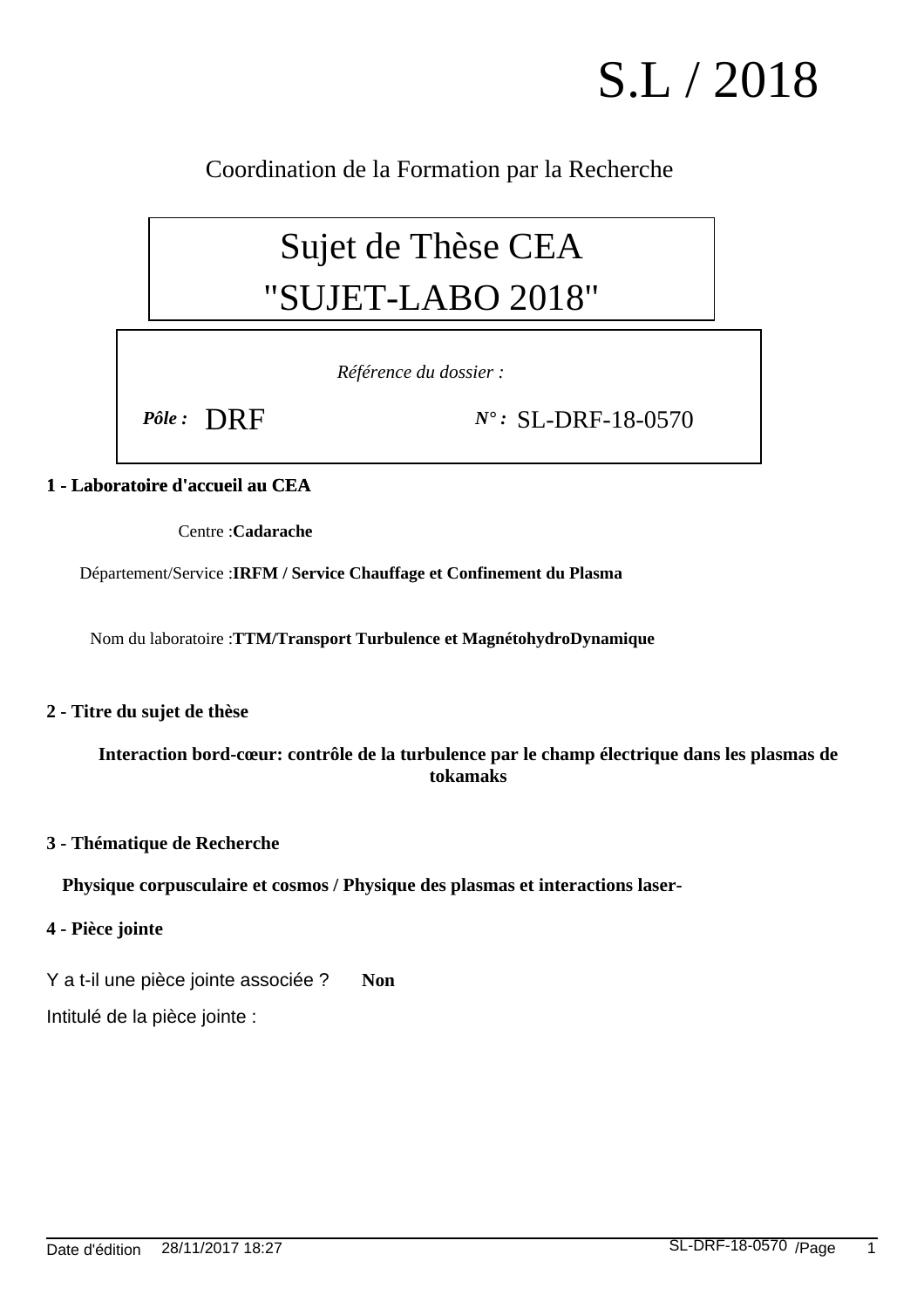# S.L / 2018

Coordination de la Formation par la Recherche

## Sujet de Thèse CEA
## "SUJET-LABO 2018"

*Référence du dossier :*

***Pôle :*** DRF ***N° :*** SL-DRF-18-0570

**1 - Laboratoire d'accueil au CEA**

Centre :**Cadarache**

Département/Service :**IRFM / Service Chauffage et Confinement du Plasma**

Nom du laboratoire :**TTM/Transport Turbulence et MagnétohydroDynamique**

**2 - Titre du sujet de thèse**

**Interaction bord-cœur: contrôle de la turbulence par le champ électrique dans les plasmas de tokamaks**

**3 - Thématique de Recherche**

**Physique corpusculaire et cosmos / Physique des plasmas et interactions laser-**

**4 - Pièce jointe**

Y a t-il une pièce jointe associée ? **Non**

Intitulé de la pièce jointe :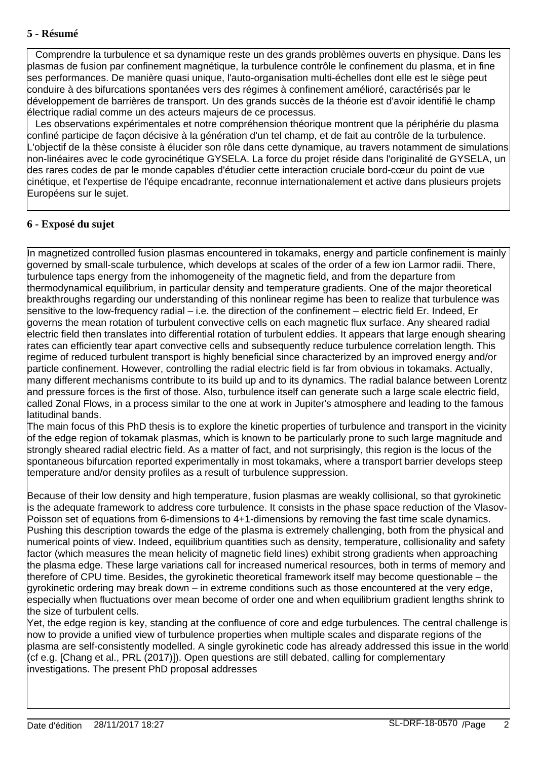## 5 - Résumé

Comprendre la turbulence et sa dynamique reste un des grands problèmes ouverts en physique. Dans les plasmas de fusion par confinement magnétique, la turbulence contrôle le confinement du plasma, et in fine ses performances. De manière quasi unique, l'auto-organisation multi-échelles dont elle est le siège peut conduire à des bifurcations spontanées vers des régimes à confinement amélioré, caractérisés par le développement de barrières de transport. Un des grands succès de la théorie est d'avoir identifié le champ électrique radial comme un des acteurs majeurs de ce processus.

Les observations expérimentales et notre compréhension théorique montrent que la périphérie du plasma confiné participe de façon décisive à la génération d'un tel champ, et de fait au contrôle de la turbulence. L'objectif de la thèse consiste à élucider son rôle dans cette dynamique, au travers notamment de simulations non-linéaires avec le code gyrocinétique GYSELA. La force du projet réside dans l'originalité de GYSELA, un des rares codes de par le monde capables d'étudier cette interaction cruciale bord-cœur du point de vue cinétique, et l'expertise de l'équipe encadrante, reconnue internationalement et active dans plusieurs projets Européens sur le sujet.

## 6 - Exposé du sujet

In magnetized controlled fusion plasmas encountered in tokamaks, energy and particle confinement is mainly governed by small-scale turbulence, which develops at scales of the order of a few ion Larmor radii. There, turbulence taps energy from the inhomogeneity of the magnetic field, and from the departure from thermodynamical equilibrium, in particular density and temperature gradients. One of the major theoretical breakthroughs regarding our understanding of this nonlinear regime has been to realize that turbulence was sensitive to the low-frequency radial – i.e. the direction of the confinement – electric field Er. Indeed, Er governs the mean rotation of turbulent convective cells on each magnetic flux surface. Any sheared radial electric field then translates into differential rotation of turbulent eddies. It appears that large enough shearing rates can efficiently tear apart convective cells and subsequently reduce turbulence correlation length. This regime of reduced turbulent transport is highly beneficial since characterized by an improved energy and/or particle confinement. However, controlling the radial electric field is far from obvious in tokamaks. Actually, many different mechanisms contribute to its build up and to its dynamics. The radial balance between Lorentz and pressure forces is the first of those. Also, turbulence itself can generate such a large scale electric field, called Zonal Flows, in a process similar to the one at work in Jupiter's atmosphere and leading to the famous latitudinal bands.

The main focus of this PhD thesis is to explore the kinetic properties of turbulence and transport in the vicinity of the edge region of tokamak plasmas, which is known to be particularly prone to such large magnitude and strongly sheared radial electric field. As a matter of fact, and not surprisingly, this region is the locus of the spontaneous bifurcation reported experimentally in most tokamaks, where a transport barrier develops steep temperature and/or density profiles as a result of turbulence suppression.

Because of their low density and high temperature, fusion plasmas are weakly collisional, so that gyrokinetic is the adequate framework to address core turbulence. It consists in the phase space reduction of the Vlasov-Poisson set of equations from 6-dimensions to 4+1-dimensions by removing the fast time scale dynamics. Pushing this description towards the edge of the plasma is extremely challenging, both from the physical and numerical points of view. Indeed, equilibrium quantities such as density, temperature, collisionality and safety factor (which measures the mean helicity of magnetic field lines) exhibit strong gradients when approaching the plasma edge. These large variations call for increased numerical resources, both in terms of memory and therefore of CPU time. Besides, the gyrokinetic theoretical framework itself may become questionable – the gyrokinetic ordering may break down – in extreme conditions such as those encountered at the very edge, especially when fluctuations over mean become of order one and when equilibrium gradient lengths shrink to the size of turbulent cells.

Yet, the edge region is key, standing at the confluence of core and edge turbulences. The central challenge is now to provide a unified view of turbulence properties when multiple scales and disparate regions of the plasma are self-consistently modelled. A single gyrokinetic code has already addressed this issue in the world (cf e.g. [Chang et al., PRL (2017)]). Open questions are still debated, calling for complementary investigations. The present PhD proposal addresses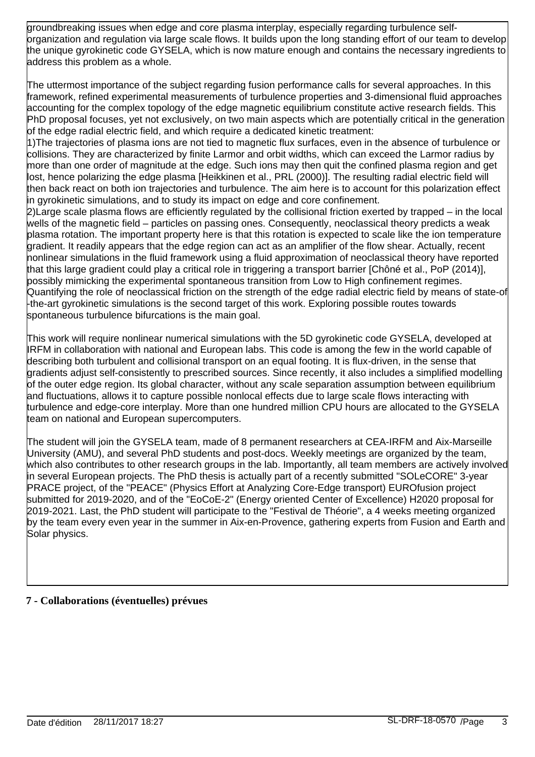groundbreaking issues when edge and core plasma interplay, especially regarding turbulence self-organization and regulation via large scale flows. It builds upon the long standing effort of our team to develop the unique gyrokinetic code GYSELA, which is now mature enough and contains the necessary ingredients to address this problem as a whole.

The uttermost importance of the subject regarding fusion performance calls for several approaches. In this framework, refined experimental measurements of turbulence properties and 3-dimensional fluid approaches accounting for the complex topology of the edge magnetic equilibrium constitute active research fields. This PhD proposal focuses, yet not exclusively, on two main aspects which are potentially critical in the generation of the edge radial electric field, and which require a dedicated kinetic treatment:

1)The trajectories of plasma ions are not tied to magnetic flux surfaces, even in the absence of turbulence or collisions. They are characterized by finite Larmor and orbit widths, which can exceed the Larmor radius by more than one order of magnitude at the edge. Such ions may then quit the confined plasma region and get lost, hence polarizing the edge plasma [Heikkinen et al., PRL (2000)]. The resulting radial electric field will then back react on both ion trajectories and turbulence. The aim here is to account for this polarization effect in gyrokinetic simulations, and to study its impact on edge and core confinement.

2)Large scale plasma flows are efficiently regulated by the collisional friction exerted by trapped – in the local wells of the magnetic field – particles on passing ones. Consequently, neoclassical theory predicts a weak plasma rotation. The important property here is that this rotation is expected to scale like the ion temperature gradient. It readily appears that the edge region can act as an amplifier of the flow shear. Actually, recent nonlinear simulations in the fluid framework using a fluid approximation of neoclassical theory have reported that this large gradient could play a critical role in triggering a transport barrier [Chôné et al., PoP (2014)], possibly mimicking the experimental spontaneous transition from Low to High confinement regimes. Quantifying the role of neoclassical friction on the strength of the edge radial electric field by means of state-of-the-art gyrokinetic simulations is the second target of this work. Exploring possible routes towards spontaneous turbulence bifurcations is the main goal.

This work will require nonlinear numerical simulations with the 5D gyrokinetic code GYSELA, developed at IRFM in collaboration with national and European labs. This code is among the few in the world capable of describing both turbulent and collisional transport on an equal footing. It is flux-driven, in the sense that gradients adjust self-consistently to prescribed sources. Since recently, it also includes a simplified modelling of the outer edge region. Its global character, without any scale separation assumption between equilibrium and fluctuations, allows it to capture possible nonlocal effects due to large scale flows interacting with turbulence and edge-core interplay. More than one hundred million CPU hours are allocated to the GYSELA team on national and European supercomputers.

The student will join the GYSELA team, made of 8 permanent researchers at CEA-IRFM and Aix-Marseille University (AMU), and several PhD students and post-docs. Weekly meetings are organized by the team, which also contributes to other research groups in the lab. Importantly, all team members are actively involved in several European projects. The PhD thesis is actually part of a recently submitted "SOLeCORE" 3-year PRACE project, of the "PEACE" (Physics Effort at Analyzing Core-Edge transport) EUROfusion project submitted for 2019-2020, and of the "EoCoE-2" (Energy oriented Center of Excellence) H2020 proposal for 2019-2021. Last, the PhD student will participate to the "Festival de Théorie", a 4 weeks meeting organized by the team every even year in the summer in Aix-en-Provence, gathering experts from Fusion and Earth and Solar physics.

## 7 - Collaborations (éventuelles) prévues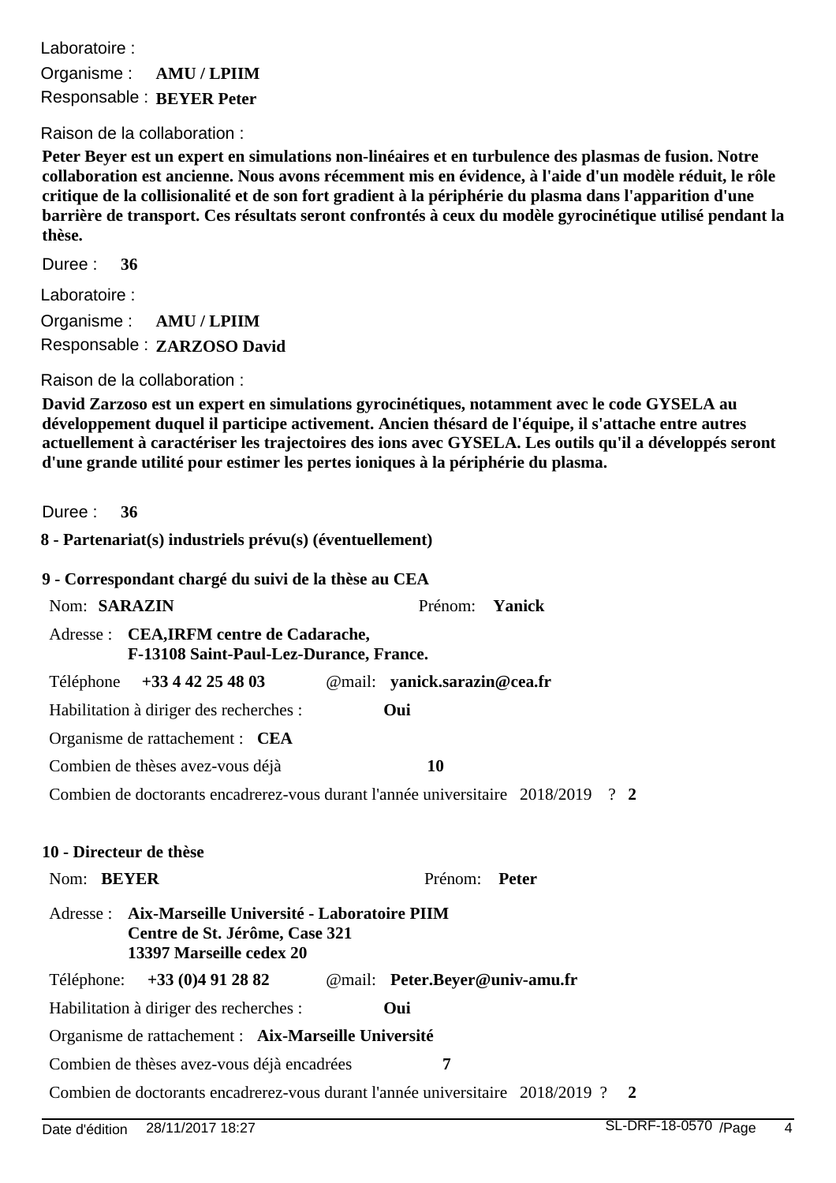Laboratoire :

Organisme : **AMU / LPIIM**

Responsable : **BEYER Peter**

Raison de la collaboration :

**Peter Beyer est un expert en simulations non-linéaires et en turbulence des plasmas de fusion. Notre collaboration est ancienne. Nous avons récemment mis en évidence, à l'aide d'un modèle réduit, le rôle critique de la collisionalité et de son fort gradient à la périphérie du plasma dans l'apparition d'une barrière de transport. Ces résultats seront confrontés à ceux du modèle gyrocinétique utilisé pendant la thèse.**

Duree : **36**

Laboratoire :

Organisme : **AMU / LPIIM**

Responsable : **ZARZOSO David**

Raison de la collaboration :

**David Zarzoso est un expert en simulations gyrocinétiques, notamment avec le code GYSELA au développement duquel il participe activement. Ancien thésard de l'équipe, il s'attache entre autres actuellement à caractériser les trajectoires des ions avec GYSELA. Les outils qu'il a développés seront d'une grande utilité pour estimer les pertes ioniques à la périphérie du plasma.**

Duree : **36**

**8 - Partenariat(s) industriels prévu(s) (éventuellement)**

**9 - Correspondant chargé du suivi de la thèse au CEA**

Nom: **SARAZIN** Prénom: **Yanick**

Adresse : **CEA,IRFM centre de Cadarache,**
**F-13108 Saint-Paul-Lez-Durance, France.**

Téléphone **+33 4 42 25 48 03** @mail: **yanick.sarazin@cea.fr**

Habilitation à diriger des recherches : **Oui**

Organisme de rattachement : **CEA**

Combien de thèses avez-vous déjà **10**

Combien de doctorants encadrerez-vous durant l'année universitaire 2018/2019 ? **2**

**10 - Directeur de thèse**

Nom: **BEYER** Prénom: **Peter**

Adresse : **Aix-Marseille Université - Laboratoire PIIM**
**Centre de St. Jérôme, Case 321**
**13397 Marseille cedex 20**

Téléphone: **+33 (0)4 91 28 82** @mail: **Peter.Beyer@univ-amu.fr**

Habilitation à diriger des recherches : **Oui**

Organisme de rattachement : **Aix-Marseille Université**

Combien de thèses avez-vous déjà encadrées **7**

Combien de doctorants encadrerez-vous durant l'année universitaire 2018/2019 ? **2**